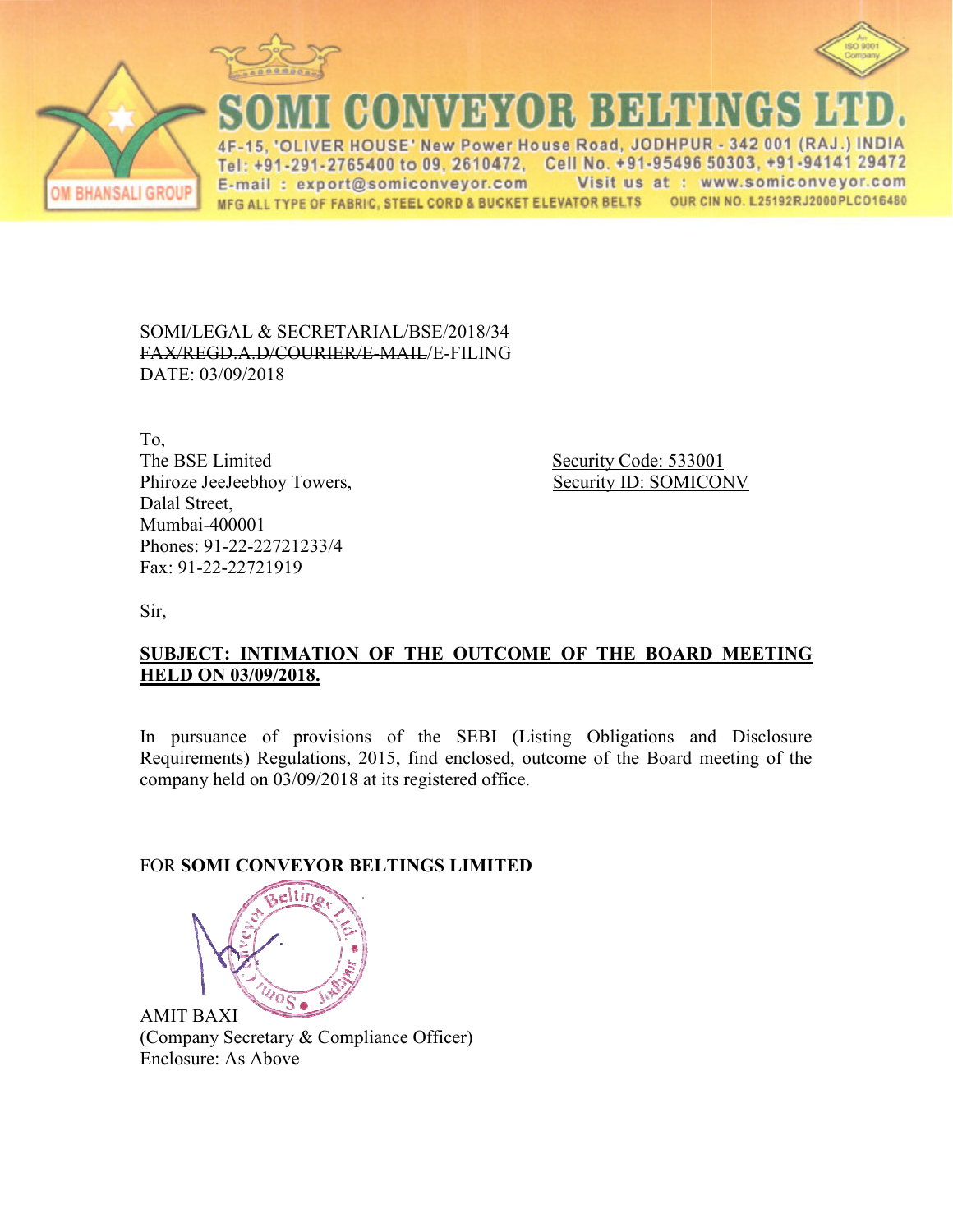# SOMI CONVEYOR BELTINGS LTD.

4F-15, 'OLIVER HOUSE' New Power House Road, JODHPUR - 342 001 (RAJ.) INDIA
Tel: +91-291-2765400 to 09, 2610472, Cell No. +91-95496 50303, +91-94141 29472
E-mail : export@somiconveyor.com Visit us at : www.somiconveyor.com
MFG ALL TYPE OF FABRIC, STEEL CORD & BUCKET ELEVATOR BELTS OUR CIN NO. L25192RJ2000PLCO16480

OM BHANSALI GROUP

SOMI/LEGAL & SECRETARIAL/BSE/2018/34
~~FAX/REGD.A.D/COURIER/E-MAIL~~/E-FILING
DATE: 03/09/2018

To,
The BSE Limited
Phiroze JeeJeebhoy Towers,
Dalal Street,
Mumbai-400001
Phones: 91-22-22721233/4
Fax: 91-22-22721919

Security Code: 533001
Security ID: SOMICONV

Sir,

**SUBJECT: INTIMATION OF THE OUTCOME OF THE BOARD MEETING HELD ON 03/09/2018.**

In pursuance of provisions of the SEBI (Listing Obligations and Disclosure Requirements) Regulations, 2015, find enclosed, outcome of the Board meeting of the company held on 03/09/2018 at its registered office.

FOR **SOMI CONVEYOR BELTINGS LIMITED**

AMIT BAXI
(Company Secretary & Compliance Officer)
Enclosure: As Above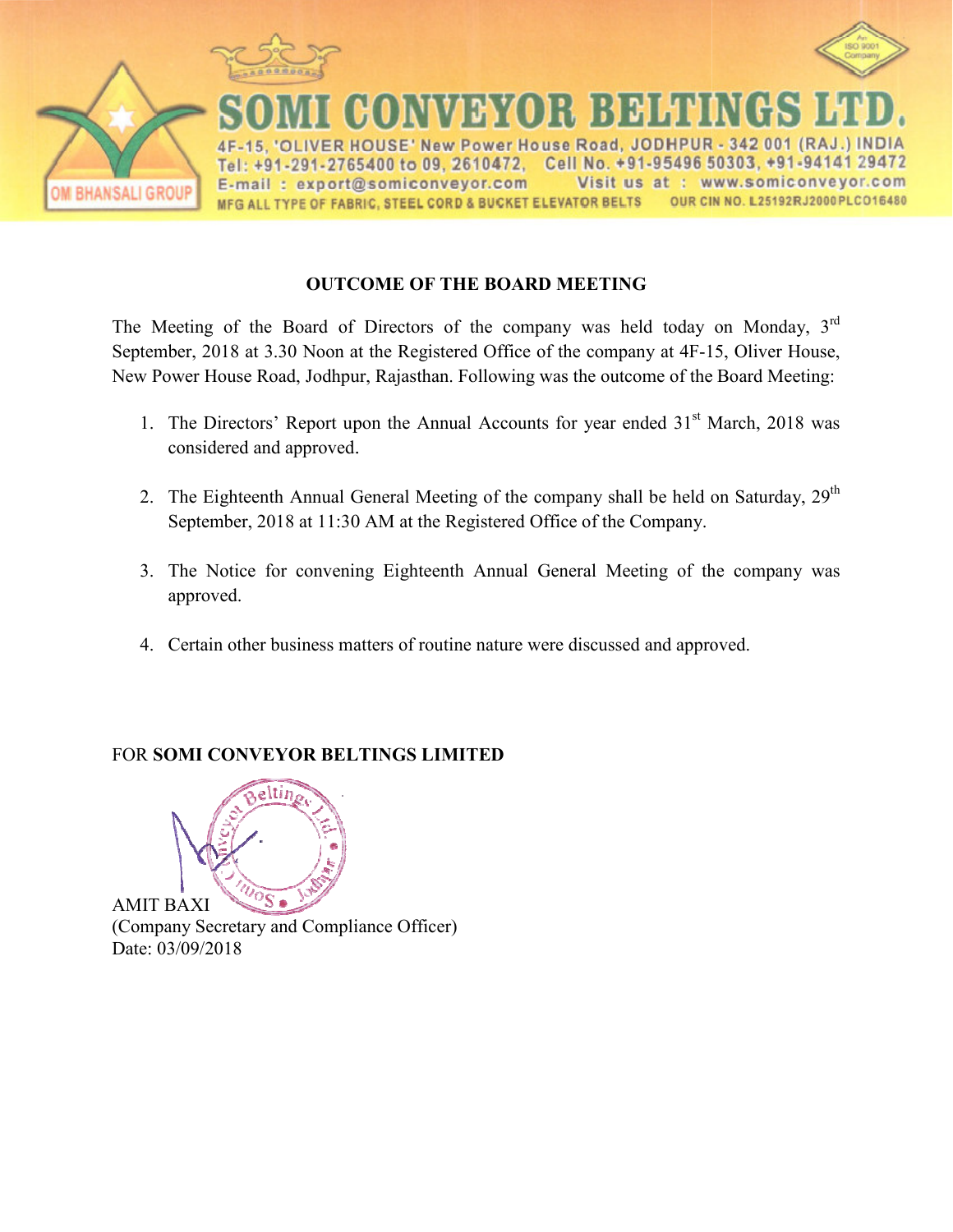# SOMI CONVEYOR BELTINGS LTD.

4F-15, 'OLIVER HOUSE' New Power House Road, JODHPUR - 342 001 (RAJ.) INDIA
Tel: +91-291-2765400 to 09, 2610472, Cell No. +91-95496 50303, +91-94141 29472
E-mail : export@somiconveyor.com Visit us at : www.somiconveyor.com
MFG ALL TYPE OF FABRIC, STEEL CORD & BUCKET ELEVATOR BELTS OUR CIN NO. L25192RJ2000PLCO16480

OM BHANSALI GROUP

## OUTCOME OF THE BOARD MEETING

The Meeting of the Board of Directors of the company was held today on Monday, 3rd September, 2018 at 3.30 Noon at the Registered Office of the company at 4F-15, Oliver House, New Power House Road, Jodhpur, Rajasthan. Following was the outcome of the Board Meeting:

1. The Directors' Report upon the Annual Accounts for year ended 31st March, 2018 was considered and approved.

2. The Eighteenth Annual General Meeting of the company shall be held on Saturday, 29th September, 2018 at 11:30 AM at the Registered Office of the Company.

3. The Notice for convening Eighteenth Annual General Meeting of the company was approved.

4. Certain other business matters of routine nature were discussed and approved.

FOR **SOMI CONVEYOR BELTINGS LIMITED**

AMIT BAXI
(Company Secretary and Compliance Officer)
Date: 03/09/2018